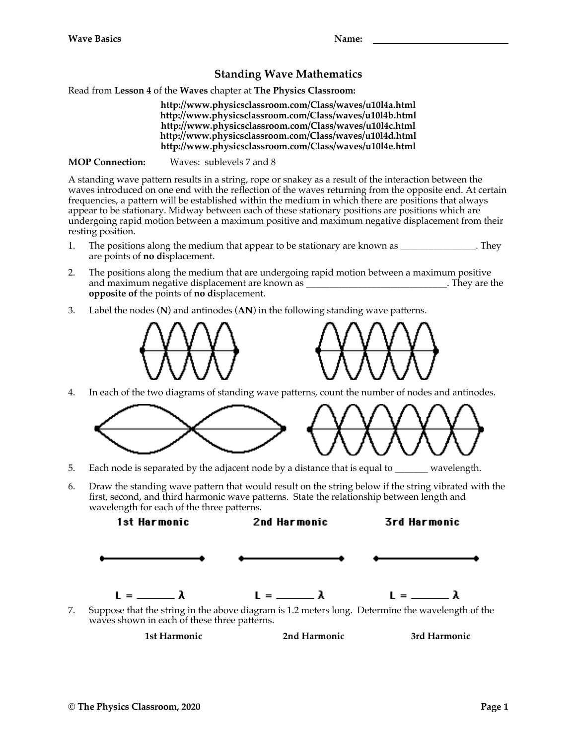**Wave Basics** **Name:** ______________________________

# Standing Wave Mathematics

Read from **Lesson 4** of the **Waves** chapter at **The Physics Classroom:**

**http://www.physicsclassroom.com/Class/waves/u10l4a.html**
**http://www.physicsclassroom.com/Class/waves/u10l4b.html**
**http://www.physicsclassroom.com/Class/waves/u10l4c.html**
**http://www.physicsclassroom.com/Class/waves/u10l4d.html**
**http://www.physicsclassroom.com/Class/waves/u10l4e.html**

**MOP Connection:** Waves: sublevels 7 and 8

A standing wave pattern results in a string, rope or snakey as a result of the interaction between the waves introduced on one end with the reflection of the waves returning from the opposite end. At certain frequencies, a pattern will be established within the medium in which there are positions that always appear to be stationary. Midway between each of these stationary positions are positions which are undergoing rapid motion between a maximum positive and maximum negative displacement from their resting position.

1. The positions along the medium that appear to be stationary are known as ________________. They are points of **no di**splacement.

2. The positions along the medium that are undergoing rapid motion between a maximum positive and maximum negative displacement are known as ______________________________. They are the **opposite of** the points of **no di**splacement.

3. Label the nodes (**N**) and antinodes (**AN**) in the following standing wave patterns.

4. In each of the two diagrams of standing wave patterns, count the number of nodes and antinodes.

5. Each node is separated by the adjacent node by a distance that is equal to _______ wavelength.

6. Draw the standing wave pattern that would result on the string below if the string vibrated with the first, second, and third harmonic wave patterns. State the relationship between length and wavelength for each of the three patterns.

| 1st Harmonic | 2nd Harmonic | 3rd Harmonic |
| --- | --- | --- |
| $L =$ _______ $\lambda$ | $L =$ _______ $\lambda$ | $L =$ _______ $\lambda$ |

7. Suppose that the string in the above diagram is 1.2 meters long. Determine the wavelength of the waves shown in each of these three patterns.

| 1st Harmonic | 2nd Harmonic | 3rd Harmonic |
| --- | --- | --- |
| | | |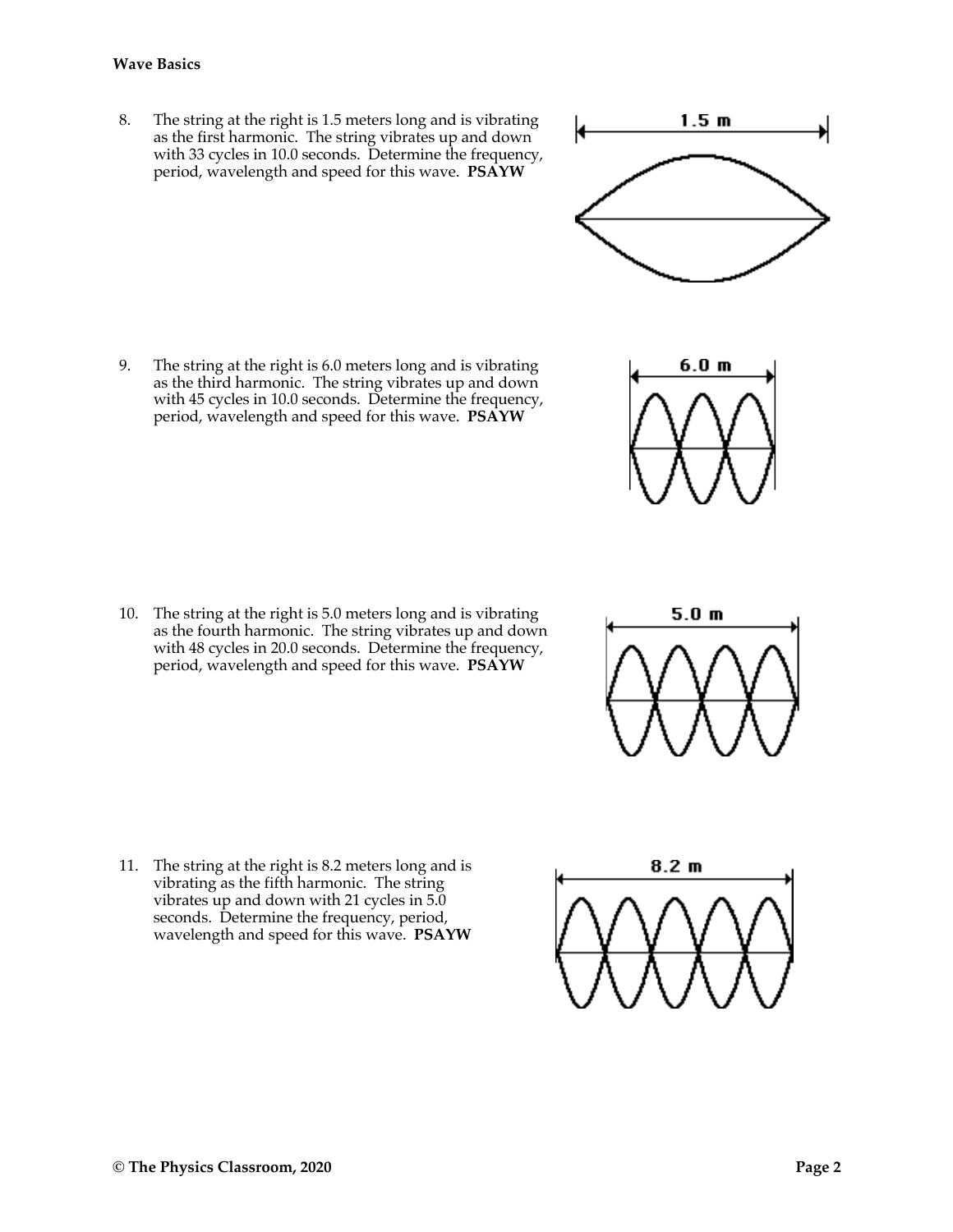**Wave Basics**

8. The string at the right is 1.5 meters long and is vibrating as the first harmonic. The string vibrates up and down with 33 cycles in 10.0 seconds. Determine the frequency, period, wavelength and speed for this wave. **PSAYW**

1.5 m

9. The string at the right is 6.0 meters long and is vibrating as the third harmonic. The string vibrates up and down with 45 cycles in 10.0 seconds. Determine the frequency, period, wavelength and speed for this wave. **PSAYW**

6.0 m

10. The string at the right is 5.0 meters long and is vibrating as the fourth harmonic. The string vibrates up and down with 48 cycles in 20.0 seconds. Determine the frequency, period, wavelength and speed for this wave. **PSAYW**

5.0 m

11. The string at the right is 8.2 meters long and is vibrating as the fifth harmonic. The string vibrates up and down with 21 cycles in 5.0 seconds. Determine the frequency, period, wavelength and speed for this wave. **PSAYW**

8.2 m

**© The Physics Classroom, 2020**